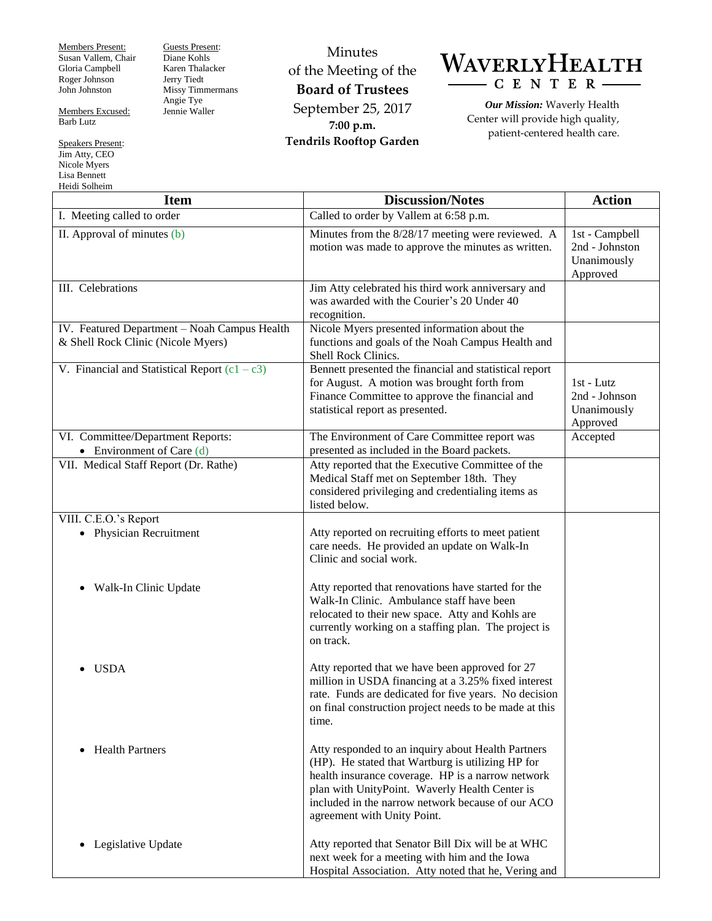Members Present:
Susan Vallem, Chair
Gloria Campbell
Roger Johnson
John Johnston

Members Excused:
Barb Lutz

Speakers Present:
Jim Atty, CEO
Nicole Myers
Lisa Bennett
Heidi Solheim

Guests Present:
Diane Kohls
Karen Thalacker
Jerry Tiedt
Missy Timmermans
Angie Tye
Jennie Waller

# Minutes of the Meeting of the Board of Trustees

September 25, 2017
**7:00 p.m.**
**Tendrils Rooftop Garden**

**WAVERLY HEALTH CENTER**

***Our Mission:*** Waverly Health Center will provide high quality, patient-centered health care.

| Item | Discussion/Notes | Action |
|---|---|---|
| I. Meeting called to order | Called to order by Vallem at 6:58 p.m. | |
| II. Approval of minutes (b) | Minutes from the 8/28/17 meeting were reviewed. A motion was made to approve the minutes as written. | 1st - Campbell<br>2nd - Johnston<br>Unanimously Approved |
| III. Celebrations | Jim Atty celebrated his third work anniversary and was awarded with the Courier's 20 Under 40 recognition. | |
| IV. Featured Department – Noah Campus Health & Shell Rock Clinic (Nicole Myers) | Nicole Myers presented information about the functions and goals of the Noah Campus Health and Shell Rock Clinics. | |
| V. Financial and Statistical Report (c1 – c3) | Bennett presented the financial and statistical report for August. A motion was brought forth from Finance Committee to approve the financial and statistical report as presented. | 1st - Lutz<br>2nd - Johnson<br>Unanimously Approved |
| VI. Committee/Department Reports:<br>• Environment of Care (d) | The Environment of Care Committee report was presented as included in the Board packets. | Accepted |
| VII. Medical Staff Report (Dr. Rathe) | Atty reported that the Executive Committee of the Medical Staff met on September 18th. They considered privileging and credentialing items as listed below. | |
| VIII. C.E.O.'s Report<br>• Physician Recruitment | Atty reported on recruiting efforts to meet patient care needs. He provided an update on Walk-In Clinic and social work. | |
| • Walk-In Clinic Update | Atty reported that renovations have started for the Walk-In Clinic. Ambulance staff have been relocated to their new space. Atty and Kohls are currently working on a staffing plan. The project is on track. | |
| • USDA | Atty reported that we have been approved for 27 million in USDA financing at a 3.25% fixed interest rate. Funds are dedicated for five years. No decision on final construction project needs to be made at this time. | |
| • Health Partners | Atty responded to an inquiry about Health Partners (HP). He stated that Wartburg is utilizing HP for health insurance coverage. HP is a narrow network plan with UnityPoint. Waverly Health Center is included in the narrow network because of our ACO agreement with Unity Point. | |
| • Legislative Update | Atty reported that Senator Bill Dix will be at WHC next week for a meeting with him and the Iowa Hospital Association. Atty noted that he, Vering and | |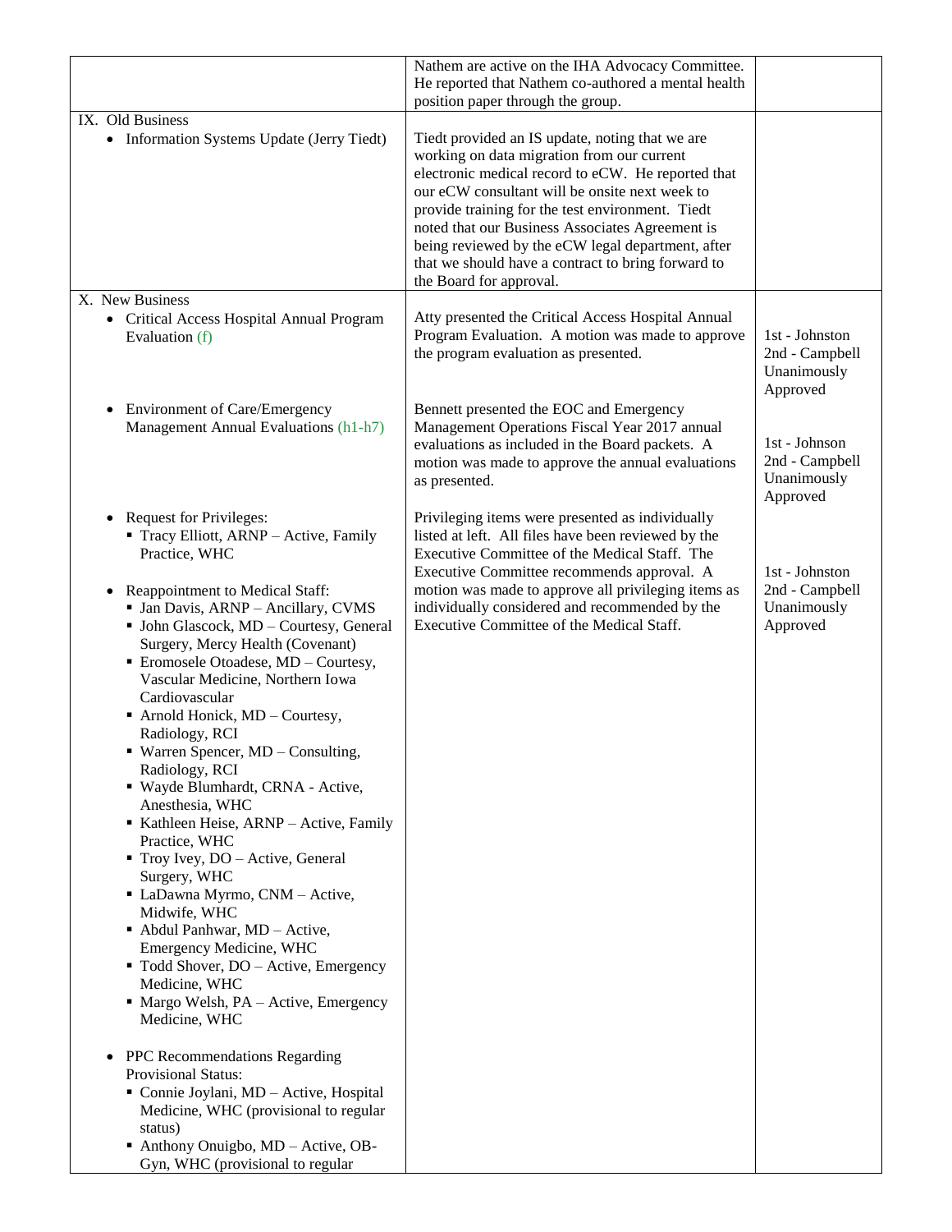| | | |
|---|---|---|
| | Nathem are active on the IHA Advocacy Committee. He reported that Nathem co-authored a mental health position paper through the group. | |
| IX. Old Business<br>• Information Systems Update (Jerry Tiedt) | Tiedt provided an IS update, noting that we are working on data migration from our current electronic medical record to eCW. He reported that our eCW consultant will be onsite next week to provide training for the test environment. Tiedt noted that our Business Associates Agreement is being reviewed by the eCW legal department, after that we should have a contract to bring forward to the Board for approval. | |
| X. New Business<br>• Critical Access Hospital Annual Program Evaluation (f)<br><br>• Environment of Care/Emergency Management Annual Evaluations (h1-h7)<br><br>• Request for Privileges:<br>▪ Tracy Elliott, ARNP – Active, Family Practice, WHC<br><br>• Reappointment to Medical Staff:<br>▪ Jan Davis, ARNP – Ancillary, CVMS<br>▪ John Glascock, MD – Courtesy, General Surgery, Mercy Health (Covenant)<br>▪ Eromosele Otoadese, MD – Courtesy, Vascular Medicine, Northern Iowa Cardiovascular<br>▪ Arnold Honick, MD – Courtesy, Radiology, RCI<br>▪ Warren Spencer, MD – Consulting, Radiology, RCI<br>▪ Wayde Blumhardt, CRNA - Active, Anesthesia, WHC<br>▪ Kathleen Heise, ARNP – Active, Family Practice, WHC<br>▪ Troy Ivey, DO – Active, General Surgery, WHC<br>▪ LaDawna Myrmo, CNM – Active, Midwife, WHC<br>▪ Abdul Panhwar, MD – Active, Emergency Medicine, WHC<br>▪ Todd Shover, DO – Active, Emergency Medicine, WHC<br>▪ Margo Welsh, PA – Active, Emergency Medicine, WHC<br><br>• PPC Recommendations Regarding Provisional Status:<br>▪ Connie Joylani, MD – Active, Hospital Medicine, WHC (provisional to regular status)<br>▪ Anthony Onuigbo, MD – Active, OB-Gyn, WHC (provisional to regular | Atty presented the Critical Access Hospital Annual Program Evaluation. A motion was made to approve the program evaluation as presented.<br><br>Bennett presented the EOC and Emergency Management Operations Fiscal Year 2017 annual evaluations as included in the Board packets. A motion was made to approve the annual evaluations as presented.<br><br>Privileging items were presented as individually listed at left. All files have been reviewed by the Executive Committee of the Medical Staff. The Executive Committee recommends approval. A motion was made to approve all privileging items as individually considered and recommended by the Executive Committee of the Medical Staff. | 1st - Johnston<br>2nd - Campbell<br>Unanimously Approved<br><br>1st - Johnson<br>2nd - Campbell<br>Unanimously Approved<br><br>1st - Johnston<br>2nd - Campbell<br>Unanimously Approved |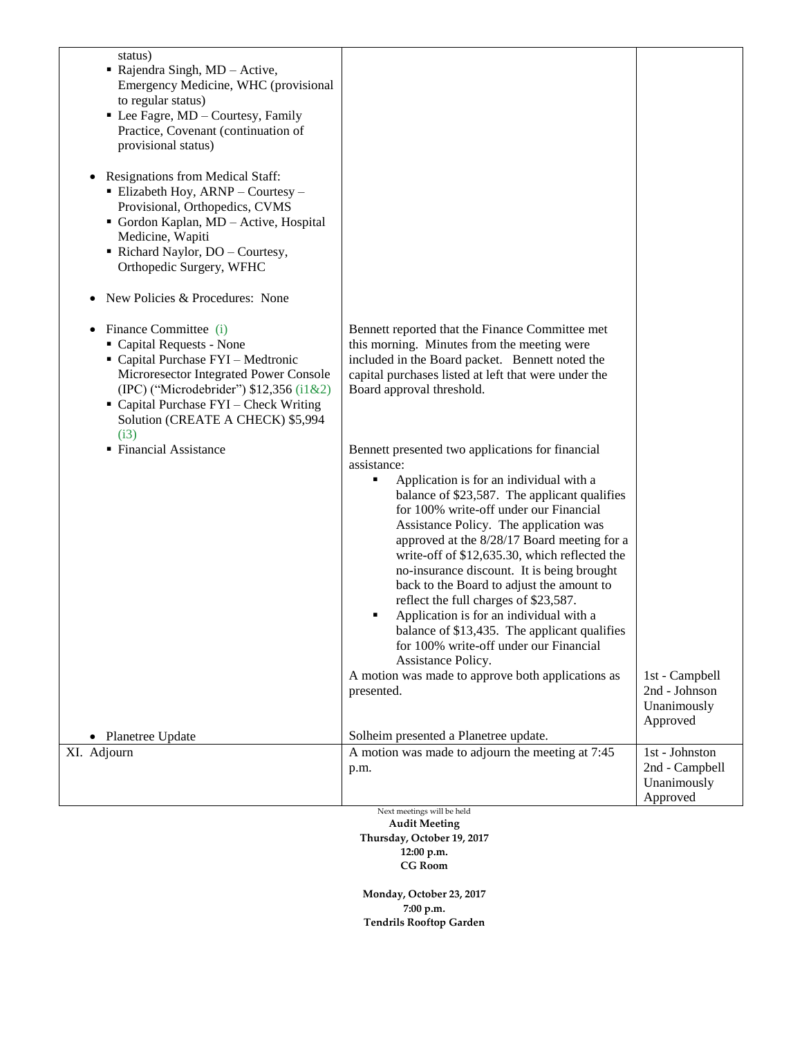| | | |
|---|---|---|
| status)<br>▪ Rajendra Singh, MD – Active, Emergency Medicine, WHC (provisional to regular status)<br>▪ Lee Fagre, MD – Courtesy, Family Practice, Covenant (continuation of provisional status)<br><br>• Resignations from Medical Staff:<br>▪ Elizabeth Hoy, ARNP – Courtesy – Provisional, Orthopedics, CVMS<br>▪ Gordon Kaplan, MD – Active, Hospital Medicine, Wapiti<br>▪ Richard Naylor, DO – Courtesy, Orthopedic Surgery, WFHC<br><br>• New Policies & Procedures: None<br><br>• Finance Committee (i)<br>▪ Capital Requests - None<br>▪ Capital Purchase FYI – Medtronic Microresector Integrated Power Console (IPC) ("Microdebrider") $12,356 (i1&2)<br>▪ Capital Purchase FYI – Check Writing Solution (CREATE A CHECK) $5,994 (i3)<br>▪ Financial Assistance<br><br><br><br><br><br><br><br><br><br><br><br><br>• Planetree Update | Bennett reported that the Finance Committee met this morning. Minutes from the meeting were included in the Board packet. Bennett noted the capital purchases listed at left that were under the Board approval threshold.<br><br>Bennett presented two applications for financial assistance:<br>▪ Application is for an individual with a balance of $23,587. The applicant qualifies for 100% write-off under our Financial Assistance Policy. The application was approved at the 8/28/17 Board meeting for a write-off of $12,635.30, which reflected the no-insurance discount. It is being brought back to the Board to adjust the amount to reflect the full charges of $23,587.<br>▪ Application is for an individual with a balance of $13,435. The applicant qualifies for 100% write-off under our Financial Assistance Policy.<br>A motion was made to approve both applications as presented.<br><br>Solheim presented a Planetree update. | <br><br><br><br><br><br><br><br><br><br><br><br><br><br><br><br><br><br><br><br><br><br><br><br>1st - Campbell<br>2nd - Johnson<br>Unanimously Approved |
| XI. Adjourn | A motion was made to adjourn the meeting at 7:45 p.m. | 1st - Johnston<br>2nd - Campbell<br>Unanimously Approved |

Next meetings will be held

**Audit Meeting**
**Thursday, October 19, 2017**
**12:00 p.m.**
**CG Room**

**Monday, October 23, 2017**
**7:00 p.m.**
**Tendrils Rooftop Garden**